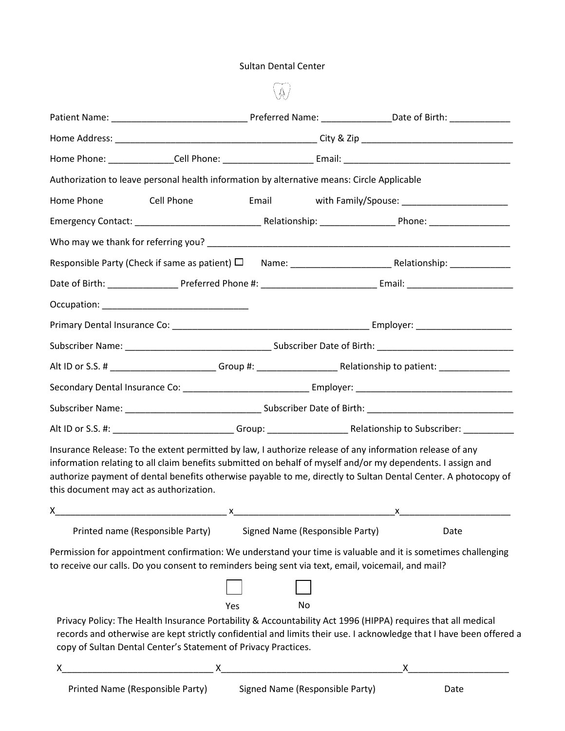Sultan Dental Center

Patient Name: ___________________________ Preferred Name: ______________Date of Birth: ____________

Home Address: ________________________________________ City & Zip ______________________________

Home Phone: _____________Cell Phone: __________________ Email: __________________________________

Authorization to leave personal health information by alternative means: Circle Applicable

Home Phone Cell Phone Email with Family/Spouse: ______________________

Emergency Contact: _________________________ Relationship: _______________ Phone: ________________

Who may we thank for referring you? ______________________________________________________________

Responsible Party (Check if same as patient) ☐ Name: ____________________ Relationship: ____________

Date of Birth: ______________ Preferred Phone #: _______________________ Email: _____________________

Occupation: _____________________________

Primary Dental Insurance Co: _______________________________________ Employer: ___________________

Subscriber Name: _____________________________ Subscriber Date of Birth: ____________________________

Alt ID or S.S. # _____________________ Group #: ________________ Relationship to patient: ______________

Secondary Dental Insurance Co: _________________________ Employer: _______________________________

Subscriber Name: ___________________________ Subscriber Date of Birth: ______________________________

Alt ID or S.S. #: ________________________ Group: ________________ Relationship to Subscriber: __________

Insurance Release: To the extent permitted by law, I authorize release of any information release of any information relating to all claim benefits submitted on behalf of myself and/or my dependents. I assign and authorize payment of dental benefits otherwise payable to me, directly to Sultan Dental Center. A photocopy of this document may act as authorization.

X__________________________________ x________________________________x______________________

Printed name (Responsible Party) Signed Name (Responsible Party) Date

Permission for appointment confirmation: We understand your time is valuable and it is sometimes challenging to receive our calls. Do you consent to reminders being sent via text, email, voicemail, and mail?

☐ Yes ☐ No

Privacy Policy: The Health Insurance Portability & Accountability Act 1996 (HIPPA) requires that all medical records and otherwise are kept strictly confidential and limits their use. I acknowledge that I have been offered a copy of Sultan Dental Center's Statement of Privacy Practices.

X______________________________ X___________________________________X____________________

Printed Name (Responsible Party) Signed Name (Responsible Party) Date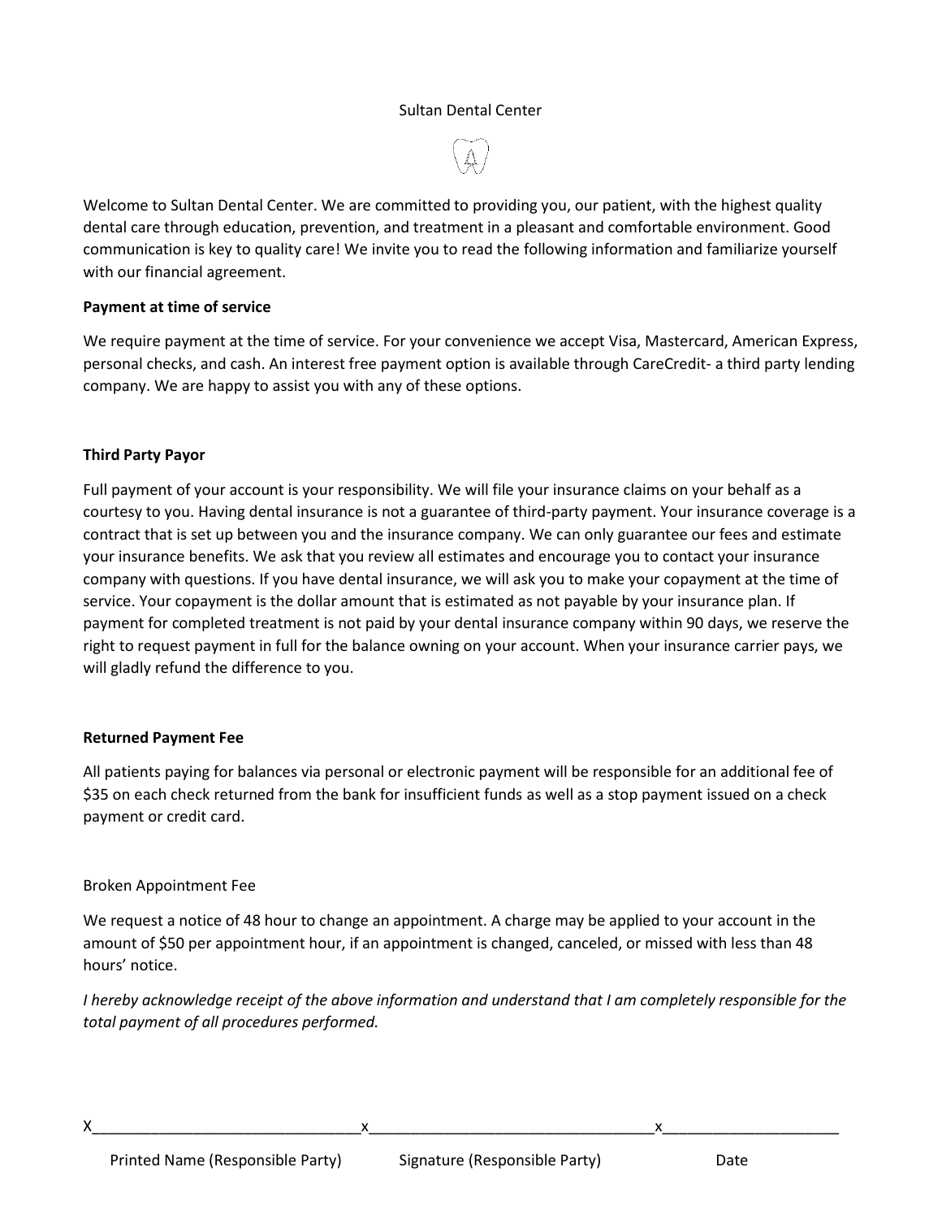Sultan Dental Center

Welcome to Sultan Dental Center. We are committed to providing you, our patient, with the highest quality dental care through education, prevention, and treatment in a pleasant and comfortable environment. Good communication is key to quality care! We invite you to read the following information and familiarize yourself with our financial agreement.

**Payment at time of service**

We require payment at the time of service. For your convenience we accept Visa, Mastercard, American Express, personal checks, and cash. An interest free payment option is available through CareCredit- a third party lending company. We are happy to assist you with any of these options.

**Third Party Payor**

Full payment of your account is your responsibility. We will file your insurance claims on your behalf as a courtesy to you. Having dental insurance is not a guarantee of third-party payment. Your insurance coverage is a contract that is set up between you and the insurance company. We can only guarantee our fees and estimate your insurance benefits. We ask that you review all estimates and encourage you to contact your insurance company with questions. If you have dental insurance, we will ask you to make your copayment at the time of service. Your copayment is the dollar amount that is estimated as not payable by your insurance plan. If payment for completed treatment is not paid by your dental insurance company within 90 days, we reserve the right to request payment in full for the balance owning on your account. When your insurance carrier pays, we will gladly refund the difference to you.

**Returned Payment Fee**

All patients paying for balances via personal or electronic payment will be responsible for an additional fee of $35 on each check returned from the bank for insufficient funds as well as a stop payment issued on a check payment or credit card.

Broken Appointment Fee

We request a notice of 48 hour to change an appointment. A charge may be applied to your account in the amount of $50 per appointment hour, if an appointment is changed, canceled, or missed with less than 48 hours' notice.

*I hereby acknowledge receipt of the above information and understand that I am completely responsible for the total payment of all procedures performed.*

X_______________________________ x_________________________________ x____________________

Printed Name (Responsible Party) Signature (Responsible Party) Date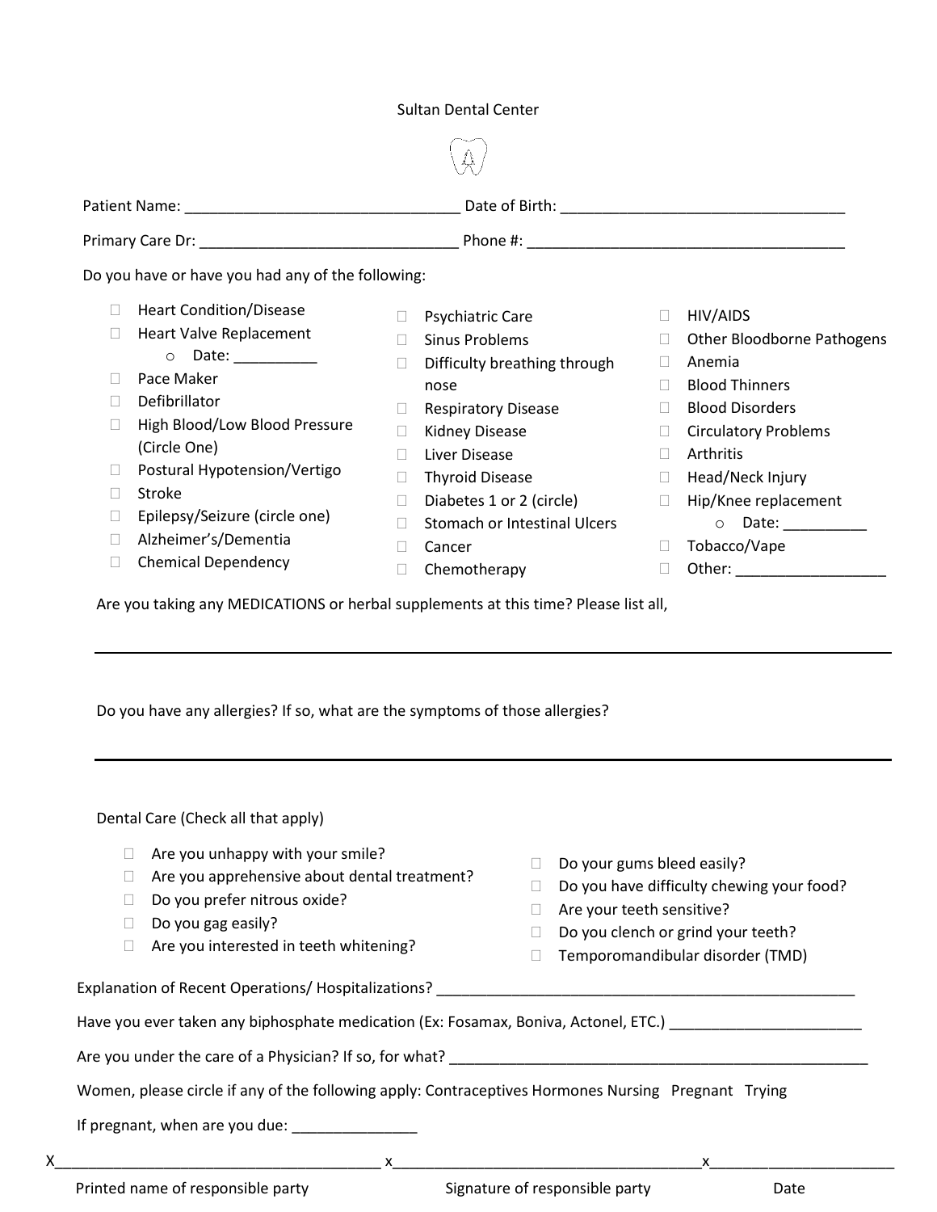Sultan Dental Center

Patient Name: _________________________________ Date of Birth: __________________________________

Primary Care Dr: ______________________________ Phone #: ______________________________________

Do you have or have you had any of the following:

- ☐ Heart Condition/Disease
- ☐ Heart Valve Replacement
  - Date: __________
- ☐ Pace Maker
- ☐ Defibrillator
- ☐ High Blood/Low Blood Pressure (Circle One)
- ☐ Postural Hypotension/Vertigo
- ☐ Stroke
- ☐ Epilepsy/Seizure (circle one)
- ☐ Alzheimer's/Dementia
- ☐ Chemical Dependency
- ☐ Psychiatric Care
- ☐ Sinus Problems
- ☐ Difficulty breathing through nose
- ☐ Respiratory Disease
- ☐ Kidney Disease
- ☐ Liver Disease
- ☐ Thyroid Disease
- ☐ Diabetes 1 or 2 (circle)
- ☐ Stomach or Intestinal Ulcers
- ☐ Cancer
- ☐ Chemotherapy
- ☐ HIV/AIDS
- ☐ Other Bloodborne Pathogens
- ☐ Anemia
- ☐ Blood Thinners
- ☐ Blood Disorders
- ☐ Circulatory Problems
- ☐ Arthritis
- ☐ Head/Neck Injury
- ☐ Hip/Knee replacement
  - Date: __________
- ☐ Tobacco/Vape
- ☐ Other: __________________

Are you taking any MEDICATIONS or herbal supplements at this time? Please list all,

_____________________________________________________________________________

Do you have any allergies? If so, what are the symptoms of those allergies?

_____________________________________________________________________________

Dental Care (Check all that apply)

- ☐ Are you unhappy with your smile?
- ☐ Are you apprehensive about dental treatment?
- ☐ Do you prefer nitrous oxide?
- ☐ Do you gag easily?
- ☐ Are you interested in teeth whitening?
- ☐ Do your gums bleed easily?
- ☐ Do you have difficulty chewing your food?
- ☐ Are your teeth sensitive?
- ☐ Do you clench or grind your teeth?
- ☐ Temporomandibular disorder (TMD)

Explanation of Recent Operations/ Hospitalizations? ____________________________________________________

Have you ever taken any biphosphate medication (Ex: Fosamax, Boniva, Actonel, ETC.) _______________________

Are you under the care of a Physician? If so, for what? ____________________________________________________

Women, please circle if any of the following apply: Contraceptives Hormones Nursing Pregnant Trying

If pregnant, when are you due: _______________

X________________________________________ x_____________________________________ x_______________________

Printed name of responsible party | Signature of responsible party | Date